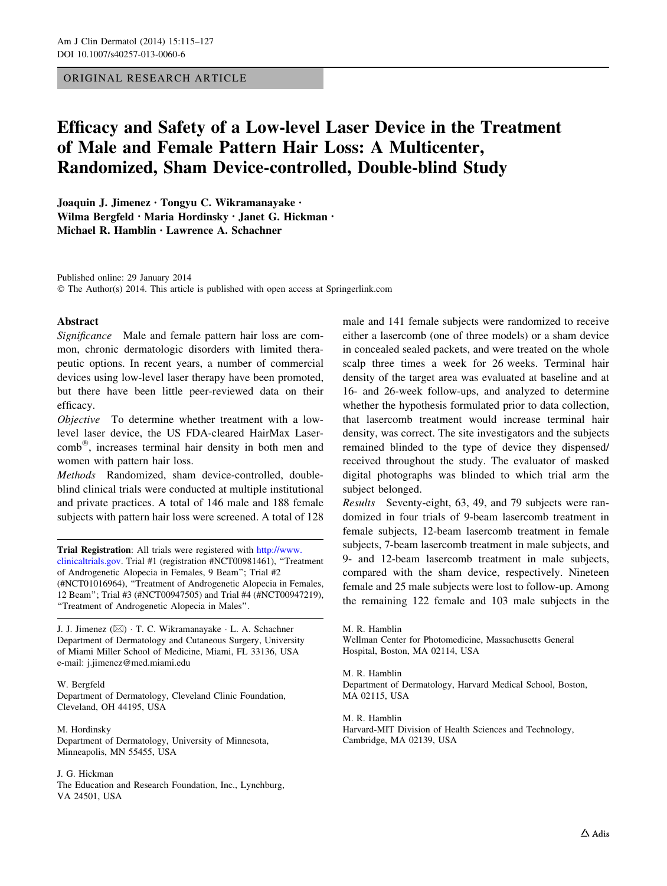ORIGINAL RESEARCH ARTICLE

# Efficacy and Safety of a Low-level Laser Device in the Treatment of Male and Female Pattern Hair Loss: A Multicenter, Randomized, Sham Device-controlled, Double-blind Study

**Joaquin J. Jimenez · Tongyu C. Wikramanayake · Wilma Bergfeld · Maria Hordinsky · Janet G. Hickman · Michael R. Hamblin · Lawrence A. Schachner**

Published online: 29 January 2014
© The Author(s) 2014. This article is published with open access at Springerlink.com

## Abstract

*Significance* Male and female pattern hair loss are common, chronic dermatologic disorders with limited therapeutic options. In recent years, a number of commercial devices using low-level laser therapy have been promoted, but there have been little peer-reviewed data on their efficacy.

*Objective* To determine whether treatment with a low-level laser device, the US FDA-cleared HairMax Lasercomb®, increases terminal hair density in both men and women with pattern hair loss.

*Methods* Randomized, sham device-controlled, double-blind clinical trials were conducted at multiple institutional and private practices. A total of 146 male and 188 female subjects with pattern hair loss were screened. A total of 128 male and 141 female subjects were randomized to receive either a lasercomb (one of three models) or a sham device in concealed sealed packets, and were treated on the whole scalp three times a week for 26 weeks. Terminal hair density of the target area was evaluated at baseline and at 16- and 26-week follow-ups, and analyzed to determine whether the hypothesis formulated prior to data collection, that lasercomb treatment would increase terminal hair density, was correct. The site investigators and the subjects remained blinded to the type of device they dispensed/received throughout the study. The evaluator of masked digital photographs was blinded to which trial arm the subject belonged.

*Results* Seventy-eight, 63, 49, and 79 subjects were randomized in four trials of 9-beam lasercomb treatment in female subjects, 12-beam lasercomb treatment in female subjects, 7-beam lasercomb treatment in male subjects, and 9- and 12-beam lasercomb treatment in male subjects, compared with the sham device, respectively. Nineteen female and 25 male subjects were lost to follow-up. Among the remaining 122 female and 103 male subjects in the

**Trial Registration**: All trials were registered with http://www.clinicaltrials.gov. Trial #1 (registration #NCT00981461), "Treatment of Androgenetic Alopecia in Females, 9 Beam"; Trial #2 (#NCT01016964), "Treatment of Androgenetic Alopecia in Females, 12 Beam"; Trial #3 (#NCT00947505) and Trial #4 (#NCT00947219), "Treatment of Androgenetic Alopecia in Males".

J. J. Jimenez (✉) · T. C. Wikramanayake · L. A. Schachner
Department of Dermatology and Cutaneous Surgery, University of Miami Miller School of Medicine, Miami, FL 33136, USA
e-mail: j.jimenez@med.miami.edu

W. Bergfeld
Department of Dermatology, Cleveland Clinic Foundation, Cleveland, OH 44195, USA

M. Hordinsky
Department of Dermatology, University of Minnesota, Minneapolis, MN 55455, USA

J. G. Hickman
The Education and Research Foundation, Inc., Lynchburg, VA 24501, USA

M. R. Hamblin
Wellman Center for Photomedicine, Massachusetts General Hospital, Boston, MA 02114, USA

M. R. Hamblin
Department of Dermatology, Harvard Medical School, Boston, MA 02115, USA

M. R. Hamblin
Harvard-MIT Division of Health Sciences and Technology, Cambridge, MA 02139, USA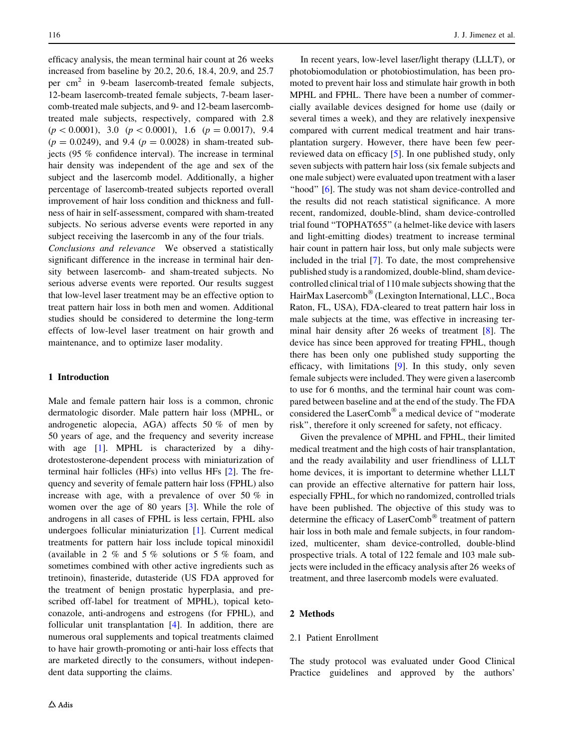efficacy analysis, the mean terminal hair count at 26 weeks increased from baseline by 20.2, 20.6, 18.4, 20.9, and 25.7 per $cm^2$ in 9-beam lasercomb-treated female subjects, 12-beam lasercomb-treated female subjects, 7-beam lasercomb-treated male subjects, and 9- and 12-beam lasercomb-treated male subjects, respectively, compared with 2.8 ($p < 0.0001$), 3.0 ($p < 0.0001$), 1.6 ($p = 0.0017$), 9.4 ($p = 0.0249$), and 9.4 ($p = 0.0028$) in sham-treated subjects (95 % confidence interval). The increase in terminal hair density was independent of the age and sex of the subject and the lasercomb model. Additionally, a higher percentage of lasercomb-treated subjects reported overall improvement of hair loss condition and thickness and fullness of hair in self-assessment, compared with sham-treated subjects. No serious adverse events were reported in any subject receiving the lasercomb in any of the four trials.

*Conclusions and relevance* We observed a statistically significant difference in the increase in terminal hair density between lasercomb- and sham-treated subjects. No serious adverse events were reported. Our results suggest that low-level laser treatment may be an effective option to treat pattern hair loss in both men and women. Additional studies should be considered to determine the long-term effects of low-level laser treatment on hair growth and maintenance, and to optimize laser modality.

## 1 Introduction

Male and female pattern hair loss is a common, chronic dermatologic disorder. Male pattern hair loss (MPHL, or androgenetic alopecia, AGA) affects 50 % of men by 50 years of age, and the frequency and severity increase with age [1]. MPHL is characterized by a dihydrotestosterone-dependent process with miniaturization of terminal hair follicles (HFs) into vellus HFs [2]. The frequency and severity of female pattern hair loss (FPHL) also increase with age, with a prevalence of over 50 % in women over the age of 80 years [3]. While the role of androgens in all cases of FPHL is less certain, FPHL also undergoes follicular miniaturization [1]. Current medical treatments for pattern hair loss include topical minoxidil (available in 2 % and 5 % solutions or 5 % foam, and sometimes combined with other active ingredients such as tretinoin), finasteride, dutasteride (US FDA approved for the treatment of benign prostatic hyperplasia, and prescribed off-label for treatment of MPHL), topical ketoconazole, anti-androgens and estrogens (for FPHL), and follicular unit transplantation [4]. In addition, there are numerous oral supplements and topical treatments claimed to have hair growth-promoting or anti-hair loss effects that are marketed directly to the consumers, without independent data supporting the claims.

In recent years, low-level laser/light therapy (LLLT), or photobiomodulation or photobiostimulation, has been promoted to prevent hair loss and stimulate hair growth in both MPHL and FPHL. There have been a number of commercially available devices designed for home use (daily or several times a week), and they are relatively inexpensive compared with current medical treatment and hair transplantation surgery. However, there have been few peer-reviewed data on efficacy [5]. In one published study, only seven subjects with pattern hair loss (six female subjects and one male subject) were evaluated upon treatment with a laser "hood" [6]. The study was not sham device-controlled and the results did not reach statistical significance. A more recent, randomized, double-blind, sham device-controlled trial found "TOPHAT655" (a helmet-like device with lasers and light-emitting diodes) treatment to increase terminal hair count in pattern hair loss, but only male subjects were included in the trial [7]. To date, the most comprehensive published study is a randomized, double-blind, sham device-controlled clinical trial of 110 male subjects showing that the HairMax Lasercomb® (Lexington International, LLC., Boca Raton, FL, USA), FDA-cleared to treat pattern hair loss in male subjects at the time, was effective in increasing terminal hair density after 26 weeks of treatment [8]. The device has since been approved for treating FPHL, though there has been only one published study supporting the efficacy, with limitations [9]. In this study, only seven female subjects were included. They were given a lasercomb to use for 6 months, and the terminal hair count was compared between baseline and at the end of the study. The FDA considered the LaserComb® a medical device of "moderate risk", therefore it only screened for safety, not efficacy.

Given the prevalence of MPHL and FPHL, their limited medical treatment and the high costs of hair transplantation, and the ready availability and user friendliness of LLLT home devices, it is important to determine whether LLLT can provide an effective alternative for pattern hair loss, especially FPHL, for which no randomized, controlled trials have been published. The objective of this study was to determine the efficacy of LaserComb® treatment of pattern hair loss in both male and female subjects, in four randomized, multicenter, sham device-controlled, double-blind prospective trials. A total of 122 female and 103 male subjects were included in the efficacy analysis after 26 weeks of treatment, and three lasercomb models were evaluated.

## 2 Methods

### 2.1 Patient Enrollment

The study protocol was evaluated under Good Clinical Practice guidelines and approved by the authors'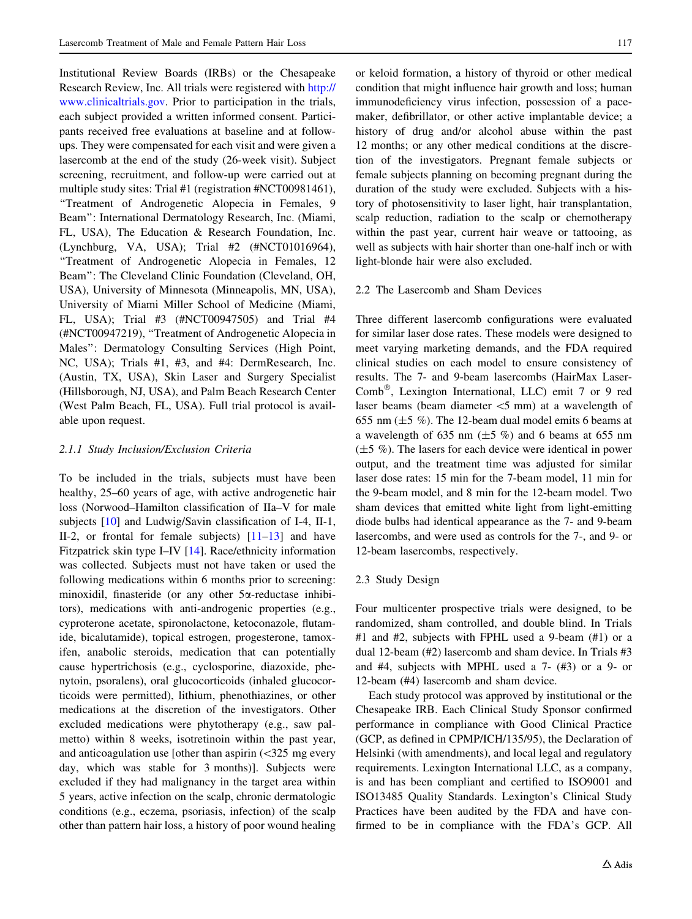Institutional Review Boards (IRBs) or the Chesapeake Research Review, Inc. All trials were registered with http://www.clinicaltrials.gov. Prior to participation in the trials, each subject provided a written informed consent. Participants received free evaluations at baseline and at follow-ups. They were compensated for each visit and were given a lasercomb at the end of the study (26-week visit). Subject screening, recruitment, and follow-up were carried out at multiple study sites: Trial #1 (registration #NCT00981461), "Treatment of Androgenetic Alopecia in Females, 9 Beam": International Dermatology Research, Inc. (Miami, FL, USA), The Education & Research Foundation, Inc. (Lynchburg, VA, USA); Trial #2 (#NCT01016964), "Treatment of Androgenetic Alopecia in Females, 12 Beam": The Cleveland Clinic Foundation (Cleveland, OH, USA), University of Minnesota (Minneapolis, MN, USA), University of Miami Miller School of Medicine (Miami, FL, USA); Trial #3 (#NCT00947505) and Trial #4 (#NCT00947219), "Treatment of Androgenetic Alopecia in Males": Dermatology Consulting Services (High Point, NC, USA); Trials #1, #3, and #4: DermResearch, Inc. (Austin, TX, USA), Skin Laser and Surgery Specialist (Hillsborough, NJ, USA), and Palm Beach Research Center (West Palm Beach, FL, USA). Full trial protocol is available upon request.

#### 2.1.1 Study Inclusion/Exclusion Criteria

To be included in the trials, subjects must have been healthy, 25–60 years of age, with active androgenetic hair loss (Norwood–Hamilton classification of IIa–V for male subjects [10] and Ludwig/Savin classification of I-4, II-1, II-2, or frontal for female subjects) [11–13] and have Fitzpatrick skin type I–IV [14]. Race/ethnicity information was collected. Subjects must not have taken or used the following medications within 6 months prior to screening: minoxidil, finasteride (or any other 5α-reductase inhibitors), medications with anti-androgenic properties (e.g., cyproterone acetate, spironolactone, ketoconazole, flutamide, bicalutamide), topical estrogen, progesterone, tamoxifen, anabolic steroids, medication that can potentially cause hypertrichosis (e.g., cyclosporine, diazoxide, phenytoin, psoralens), oral glucocorticoids (inhaled glucocorticoids were permitted), lithium, phenothiazines, or other medications at the discretion of the investigators. Other excluded medications were phytotherapy (e.g., saw palmetto) within 8 weeks, isotretinoin within the past year, and anticoagulation use [other than aspirin (<325 mg every day, which was stable for 3 months)]. Subjects were excluded if they had malignancy in the target area within 5 years, active infection on the scalp, chronic dermatologic conditions (e.g., eczema, psoriasis, infection) of the scalp other than pattern hair loss, a history of poor wound healing or keloid formation, a history of thyroid or other medical condition that might influence hair growth and loss; human immunodeficiency virus infection, possession of a pacemaker, defibrillator, or other active implantable device; a history of drug and/or alcohol abuse within the past 12 months; or any other medical conditions at the discretion of the investigators. Pregnant female subjects or female subjects planning on becoming pregnant during the duration of the study were excluded. Subjects with a history of photosensitivity to laser light, hair transplantation, scalp reduction, radiation to the scalp or chemotherapy within the past year, current hair weave or tattooing, as well as subjects with hair shorter than one-half inch or with light-blonde hair were also excluded.

### 2.2 The Lasercomb and Sham Devices

Three different lasercomb configurations were evaluated for similar laser dose rates. These models were designed to meet varying marketing demands, and the FDA required clinical studies on each model to ensure consistency of results. The 7- and 9-beam lasercombs (HairMax LaserComb®, Lexington International, LLC) emit 7 or 9 red laser beams (beam diameter <5 mm) at a wavelength of 655 nm (±5 %). The 12-beam dual model emits 6 beams at a wavelength of 635 nm (±5 %) and 6 beams at 655 nm (±5 %). The lasers for each device were identical in power output, and the treatment time was adjusted for similar laser dose rates: 15 min for the 7-beam model, 11 min for the 9-beam model, and 8 min for the 12-beam model. Two sham devices that emitted white light from light-emitting diode bulbs had identical appearance as the 7- and 9-beam lasercombs, and were used as controls for the 7-, and 9- or 12-beam lasercombs, respectively.

### 2.3 Study Design

Four multicenter prospective trials were designed, to be randomized, sham controlled, and double blind. In Trials #1 and #2, subjects with FPHL used a 9-beam (#1) or a dual 12-beam (#2) lasercomb and sham device. In Trials #3 and #4, subjects with MPHL used a 7- (#3) or a 9- or 12-beam (#4) lasercomb and sham device.

Each study protocol was approved by institutional or the Chesapeake IRB. Each Clinical Study Sponsor confirmed performance in compliance with Good Clinical Practice (GCP, as defined in CPMP/ICH/135/95), the Declaration of Helsinki (with amendments), and local legal and regulatory requirements. Lexington International LLC, as a company, is and has been compliant and certified to ISO9001 and ISO13485 Quality Standards. Lexington's Clinical Study Practices have been audited by the FDA and have confirmed to be in compliance with the FDA's GCP. All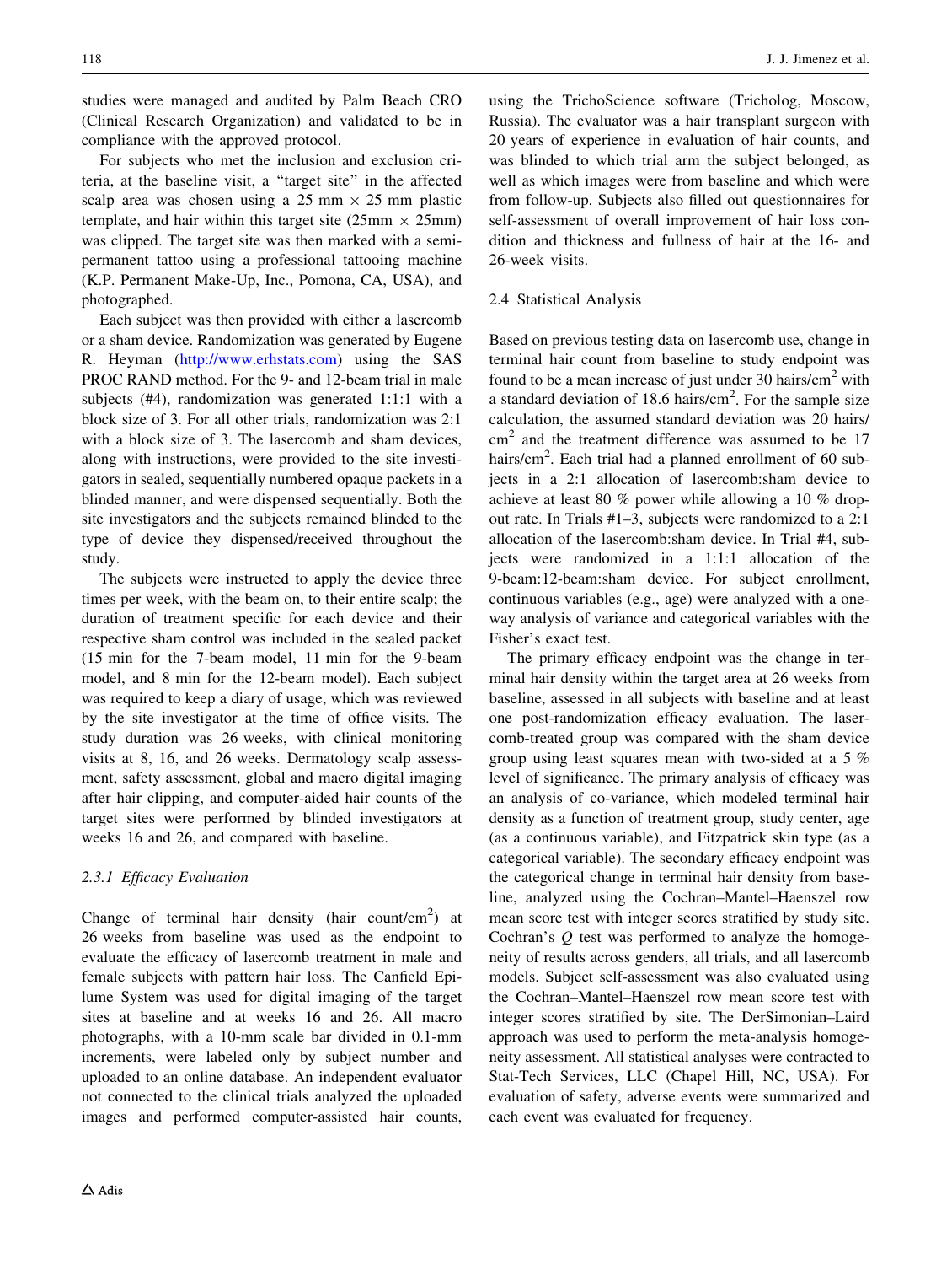studies were managed and audited by Palm Beach CRO (Clinical Research Organization) and validated to be in compliance with the approved protocol.

For subjects who met the inclusion and exclusion criteria, at the baseline visit, a "target site" in the affected scalp area was chosen using a 25 mm × 25 mm plastic template, and hair within this target site (25mm × 25mm) was clipped. The target site was then marked with a semi-permanent tattoo using a professional tattooing machine (K.P. Permanent Make-Up, Inc., Pomona, CA, USA), and photographed.

Each subject was then provided with either a lasercomb or a sham device. Randomization was generated by Eugene R. Heyman (http://www.erhstats.com) using the SAS PROC RAND method. For the 9- and 12-beam trial in male subjects (#4), randomization was generated 1:1:1 with a block size of 3. For all other trials, randomization was 2:1 with a block size of 3. The lasercomb and sham devices, along with instructions, were provided to the site investigators in sealed, sequentially numbered opaque packets in a blinded manner, and were dispensed sequentially. Both the site investigators and the subjects remained blinded to the type of device they dispensed/received throughout the study.

The subjects were instructed to apply the device three times per week, with the beam on, to their entire scalp; the duration of treatment specific for each device and their respective sham control was included in the sealed packet (15 min for the 7-beam model, 11 min for the 9-beam model, and 8 min for the 12-beam model). Each subject was required to keep a diary of usage, which was reviewed by the site investigator at the time of office visits. The study duration was 26 weeks, with clinical monitoring visits at 8, 16, and 26 weeks. Dermatology scalp assessment, safety assessment, global and macro digital imaging after hair clipping, and computer-aided hair counts of the target sites were performed by blinded investigators at weeks 16 and 26, and compared with baseline.

#### 2.3.1 *Efficacy Evaluation*

Change of terminal hair density (hair count/cm$^2$) at 26 weeks from baseline was used as the endpoint to evaluate the efficacy of lasercomb treatment in male and female subjects with pattern hair loss. The Canfield Epilume System was used for digital imaging of the target sites at baseline and at weeks 16 and 26. All macro photographs, with a 10-mm scale bar divided in 0.1-mm increments, were labeled only by subject number and uploaded to an online database. An independent evaluator not connected to the clinical trials analyzed the uploaded images and performed computer-assisted hair counts, using the TrichoScience software (Tricholog, Moscow, Russia). The evaluator was a hair transplant surgeon with 20 years of experience in evaluation of hair counts, and was blinded to which trial arm the subject belonged, as well as which images were from baseline and which were from follow-up. Subjects also filled out questionnaires for self-assessment of overall improvement of hair loss condition and thickness and fullness of hair at the 16- and 26-week visits.

### 2.4 Statistical Analysis

Based on previous testing data on lasercomb use, change in terminal hair count from baseline to study endpoint was found to be a mean increase of just under 30 hairs/cm$^2$ with a standard deviation of 18.6 hairs/cm$^2$. For the sample size calculation, the assumed standard deviation was 20 hairs/cm$^2$ and the treatment difference was assumed to be 17 hairs/cm$^2$. Each trial had a planned enrollment of 60 subjects in a 2:1 allocation of lasercomb:sham device to achieve at least 80 % power while allowing a 10 % dropout rate. In Trials #1–3, subjects were randomized to a 2:1 allocation of the lasercomb:sham device. In Trial #4, subjects were randomized in a 1:1:1 allocation of the 9-beam:12-beam:sham device. For subject enrollment, continuous variables (e.g., age) were analyzed with a one-way analysis of variance and categorical variables with the Fisher's exact test.

The primary efficacy endpoint was the change in terminal hair density within the target area at 26 weeks from baseline, assessed in all subjects with baseline and at least one post-randomization efficacy evaluation. The lasercomb-treated group was compared with the sham device group using least squares mean with two-sided at a 5 % level of significance. The primary analysis of efficacy was an analysis of co-variance, which modeled terminal hair density as a function of treatment group, study center, age (as a continuous variable), and Fitzpatrick skin type (as a categorical variable). The secondary efficacy endpoint was the categorical change in terminal hair density from baseline, analyzed using the Cochran–Mantel–Haenszel row mean score test with integer scores stratified by study site. Cochran's $Q$ test was performed to analyze the homogeneity of results across genders, all trials, and all lasercomb models. Subject self-assessment was also evaluated using the Cochran–Mantel–Haenszel row mean score test with integer scores stratified by site. The DerSimonian–Laird approach was used to perform the meta-analysis homogeneity assessment. All statistical analyses were contracted to Stat-Tech Services, LLC (Chapel Hill, NC, USA). For evaluation of safety, adverse events were summarized and each event was evaluated for frequency.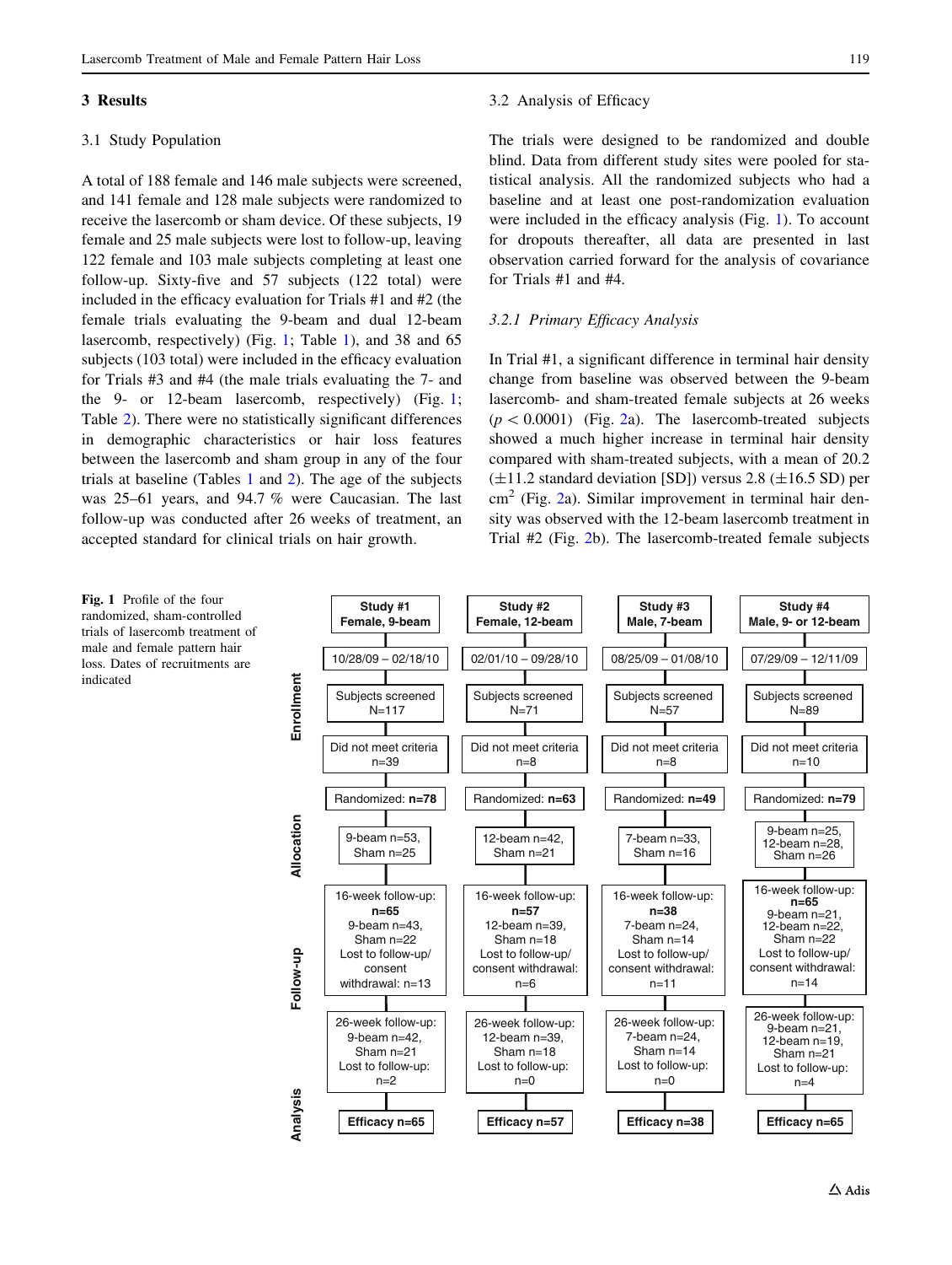## 3 Results

### 3.1 Study Population

A total of 188 female and 146 male subjects were screened, and 141 female and 128 male subjects were randomized to receive the lasercomb or sham device. Of these subjects, 19 female and 25 male subjects were lost to follow-up, leaving 122 female and 103 male subjects completing at least one follow-up. Sixty-five and 57 subjects (122 total) were included in the efficacy evaluation for Trials #1 and #2 (the female trials evaluating the 9-beam and dual 12-beam lasercomb, respectively) (Fig. 1; Table 1), and 38 and 65 subjects (103 total) were included in the efficacy evaluation for Trials #3 and #4 (the male trials evaluating the 7- and the 9- or 12-beam lasercomb, respectively) (Fig. 1; Table 2). There were no statistically significant differences in demographic characteristics or hair loss features between the lasercomb and sham group in any of the four trials at baseline (Tables 1 and 2). The age of the subjects was 25–61 years, and 94.7 % were Caucasian. The last follow-up was conducted after 26 weeks of treatment, an accepted standard for clinical trials on hair growth.

### 3.2 Analysis of Efficacy

The trials were designed to be randomized and double blind. Data from different study sites were pooled for statistical analysis. All the randomized subjects who had a baseline and at least one post-randomization evaluation were included in the efficacy analysis (Fig. 1). To account for dropouts thereafter, all data are presented in last observation carried forward for the analysis of covariance for Trials #1 and #4.

#### 3.2.1 *Primary Efficacy Analysis*

In Trial #1, a significant difference in terminal hair density change from baseline was observed between the 9-beam lasercomb- and sham-treated female subjects at 26 weeks ($p < 0.0001$) (Fig. 2a). The lasercomb-treated subjects showed a much higher increase in terminal hair density compared with sham-treated subjects, with a mean of 20.2 ($\pm$11.2 standard deviation [SD]) versus 2.8 ($\pm$16.5 SD) per cm$^2$ (Fig. 2a). Similar improvement in terminal hair density was observed with the 12-beam lasercomb treatment in Trial #2 (Fig. 2b). The lasercomb-treated female subjects

| | Study #1 Female, 9-beam | Study #2 Female, 12-beam | Study #3 Male, 7-beam | Study #4 Male, 9- or 12-beam |
|---|---|---|---|---|
| Enrollment | 10/28/09 – 02/18/10 | 02/01/10 – 09/28/10 | 08/25/09 – 01/08/10 | 07/29/09 – 12/11/09 |
| | Subjects screened N=117 | Subjects screened N=71 | Subjects screened N=57 | Subjects screened N=89 |
| | Did not meet criteria n=39 | Did not meet criteria n=8 | Did not meet criteria n=8 | Did not meet criteria n=10 |
| | Randomized: **n=78** | Randomized: **n=63** | Randomized: **n=49** | Randomized: **n=79** |
| Allocation | 9-beam n=53, Sham n=25 | 12-beam n=42, Sham n=21 | 7-beam n=33, Sham n=16 | 9-beam n=25, 12-beam n=28, Sham n=26 |
| Follow-up | 16-week follow-up: **n=65** 9-beam n=43, Sham n=22 Lost to follow-up/consent withdrawal: n=13 | 16-week follow-up: **n=57** 12-beam n=39, Sham n=18 Lost to follow-up/consent withdrawal: n=6 | 16-week follow-up: **n=38** 7-beam n=24, Sham n=14 Lost to follow-up/consent withdrawal: n=11 | 16-week follow-up: **n=65** 9-beam n=21, 12-beam n=22, Sham n=22 Lost to follow-up/consent withdrawal: n=14 |
| | 26-week follow-up: 9-beam n=42, Sham n=21 Lost to follow-up: n=2 | 26-week follow-up: 12-beam n=39, Sham n=18 Lost to follow-up: n=0 | 26-week follow-up: 7-beam n=24, Sham n=14 Lost to follow-up: n=0 | 26-week follow-up: 9-beam n=21, 12-beam n=19, Sham n=21 Lost to follow-up: n=4 |
| Analysis | **Efficacy n=65** | **Efficacy n=57** | **Efficacy n=38** | **Efficacy n=65** |

**Fig. 1** Profile of the four randomized, sham-controlled trials of lasercomb treatment of male and female pattern hair loss. Dates of recruitments are indicated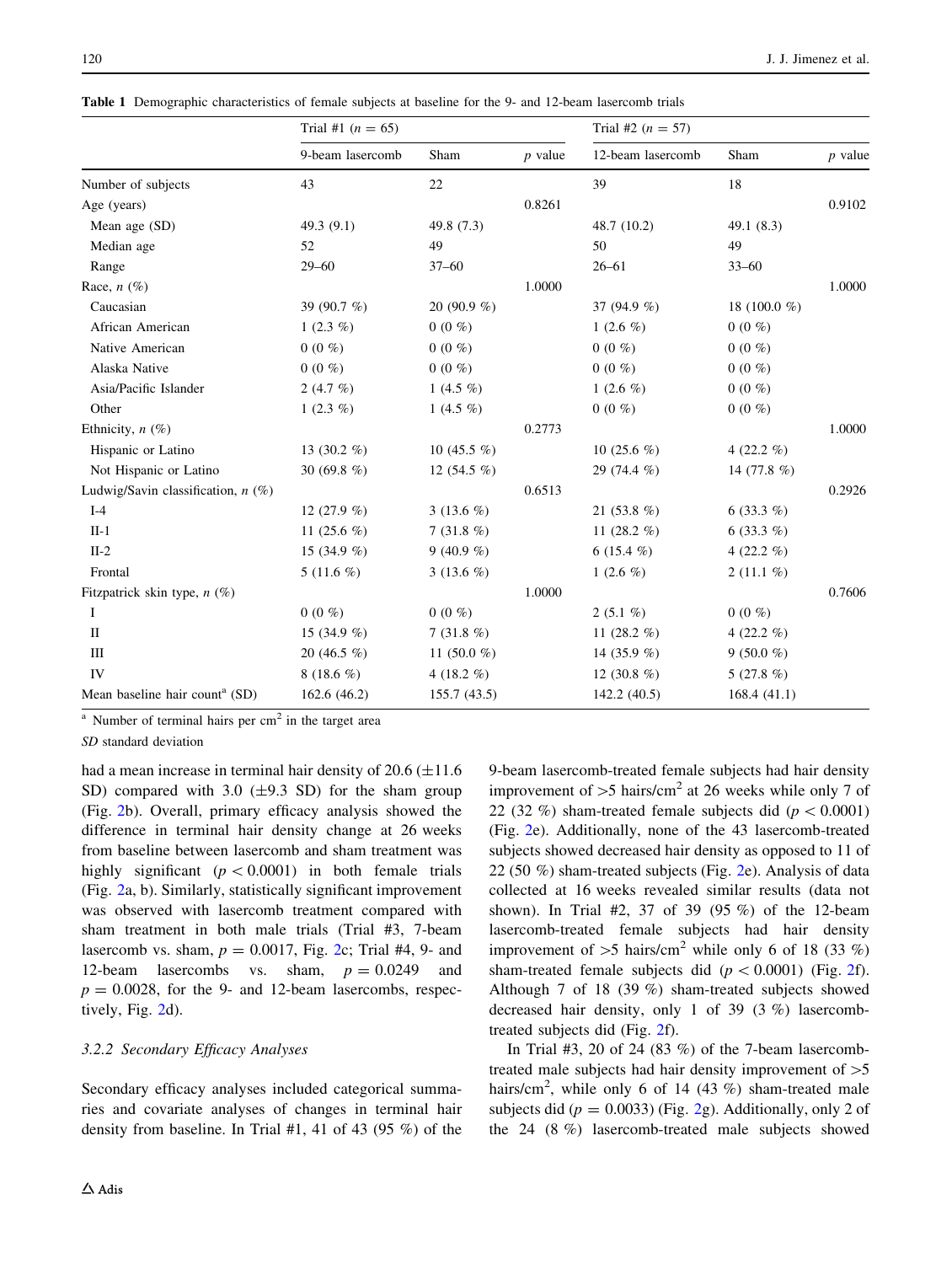**Table 1** Demographic characteristics of female subjects at baseline for the 9- and 12-beam lasercomb trials

| | Trial #1 ($n$ = 65) | | | Trial #2 ($n$ = 57) | | |
|---|---|---|---|---|---|---|
| | 9-beam lasercomb | Sham | $p$ value | 12-beam lasercomb | Sham | $p$ value |
| Number of subjects | 43 | 22 | | 39 | 18 | |
| Age (years) | | | 0.8261 | | | 0.9102 |
| Mean age (SD) | 49.3 (9.1) | 49.8 (7.3) | | 48.7 (10.2) | 49.1 (8.3) | |
| Median age | 52 | 49 | | 50 | 49 | |
| Range | 29–60 | 37–60 | | 26–61 | 33–60 | |
| Race, $n$ (%) | | | 1.0000 | | | 1.0000 |
| Caucasian | 39 (90.7 %) | 20 (90.9 %) | | 37 (94.9 %) | 18 (100.0 %) | |
| African American | 1 (2.3 %) | 0 (0 %) | | 1 (2.6 %) | 0 (0 %) | |
| Native American | 0 (0 %) | 0 (0 %) | | 0 (0 %) | 0 (0 %) | |
| Alaska Native | 0 (0 %) | 0 (0 %) | | 0 (0 %) | 0 (0 %) | |
| Asia/Pacific Islander | 2 (4.7 %) | 1 (4.5 %) | | 1 (2.6 %) | 0 (0 %) | |
| Other | 1 (2.3 %) | 1 (4.5 %) | | 0 (0 %) | 0 (0 %) | |
| Ethnicity, $n$ (%) | | | 0.2773 | | | 1.0000 |
| Hispanic or Latino | 13 (30.2 %) | 10 (45.5 %) | | 10 (25.6 %) | 4 (22.2 %) | |
| Not Hispanic or Latino | 30 (69.8 %) | 12 (54.5 %) | | 29 (74.4 %) | 14 (77.8 %) | |
| Ludwig/Savin classification, $n$ (%) | | | 0.6513 | | | 0.2926 |
| I-4 | 12 (27.9 %) | 3 (13.6 %) | | 21 (53.8 %) | 6 (33.3 %) | |
| II-1 | 11 (25.6 %) | 7 (31.8 %) | | 11 (28.2 %) | 6 (33.3 %) | |
| II-2 | 15 (34.9 %) | 9 (40.9 %) | | 6 (15.4 %) | 4 (22.2 %) | |
| Frontal | 5 (11.6 %) | 3 (13.6 %) | | 1 (2.6 %) | 2 (11.1 %) | |
| Fitzpatrick skin type, $n$ (%) | | | 1.0000 | | | 0.7606 |
| I | 0 (0 %) | 0 (0 %) | | 2 (5.1 %) | 0 (0 %) | |
| II | 15 (34.9 %) | 7 (31.8 %) | | 11 (28.2 %) | 4 (22.2 %) | |
| III | 20 (46.5 %) | 11 (50.0 %) | | 14 (35.9 %) | 9 (50.0 %) | |
| IV | 8 (18.6 %) | 4 (18.2 %) | | 12 (30.8 %) | 5 (27.8 %) | |
| Mean baseline hair count[a] (SD) | 162.6 (46.2) | 155.7 (43.5) | | 142.2 (40.5) | 168.4 (41.1) | |

[a] Number of terminal hairs per cm$^2$ in the target area

*SD* standard deviation

had a mean increase in terminal hair density of 20.6 (±11.6 SD) compared with 3.0 (±9.3 SD) for the sham group (Fig. 2b). Overall, primary efficacy analysis showed the difference in terminal hair density change at 26 weeks from baseline between lasercomb and sham treatment was highly significant ($p < 0.0001$) in both female trials (Fig. 2a, b). Similarly, statistically significant improvement was observed with lasercomb treatment compared with sham treatment in both male trials (Trial #3, 7-beam lasercomb vs. sham, $p = 0.0017$, Fig. 2c; Trial #4, 9- and 12-beam lasercombs vs. sham, $p = 0.0249$ and $p = 0.0028$, for the 9- and 12-beam lasercombs, respectively, Fig. 2d).

### 3.2.2 Secondary Efficacy Analyses

Secondary efficacy analyses included categorical summaries and covariate analyses of changes in terminal hair density from baseline. In Trial #1, 41 of 43 (95 %) of the 9-beam lasercomb-treated female subjects had hair density improvement of >5 hairs/cm$^2$ at 26 weeks while only 7 of 22 (32 %) sham-treated female subjects did ($p < 0.0001$) (Fig. 2e). Additionally, none of the 43 lasercomb-treated subjects showed decreased hair density as opposed to 11 of 22 (50 %) sham-treated subjects (Fig. 2e). Analysis of data collected at 16 weeks revealed similar results (data not shown). In Trial #2, 37 of 39 (95 %) of the 12-beam lasercomb-treated female subjects had hair density improvement of >5 hairs/cm$^2$ while only 6 of 18 (33 %) sham-treated female subjects did ($p < 0.0001$) (Fig. 2f). Although 7 of 18 (39 %) sham-treated subjects showed decreased hair density, only 1 of 39 (3 %) lasercomb-treated subjects did (Fig. 2f).

In Trial #3, 20 of 24 (83 %) of the 7-beam lasercomb-treated male subjects had hair density improvement of >5 hairs/cm$^2$, while only 6 of 14 (43 %) sham-treated male subjects did ($p = 0.0033$) (Fig. 2g). Additionally, only 2 of the 24 (8 %) lasercomb-treated male subjects showed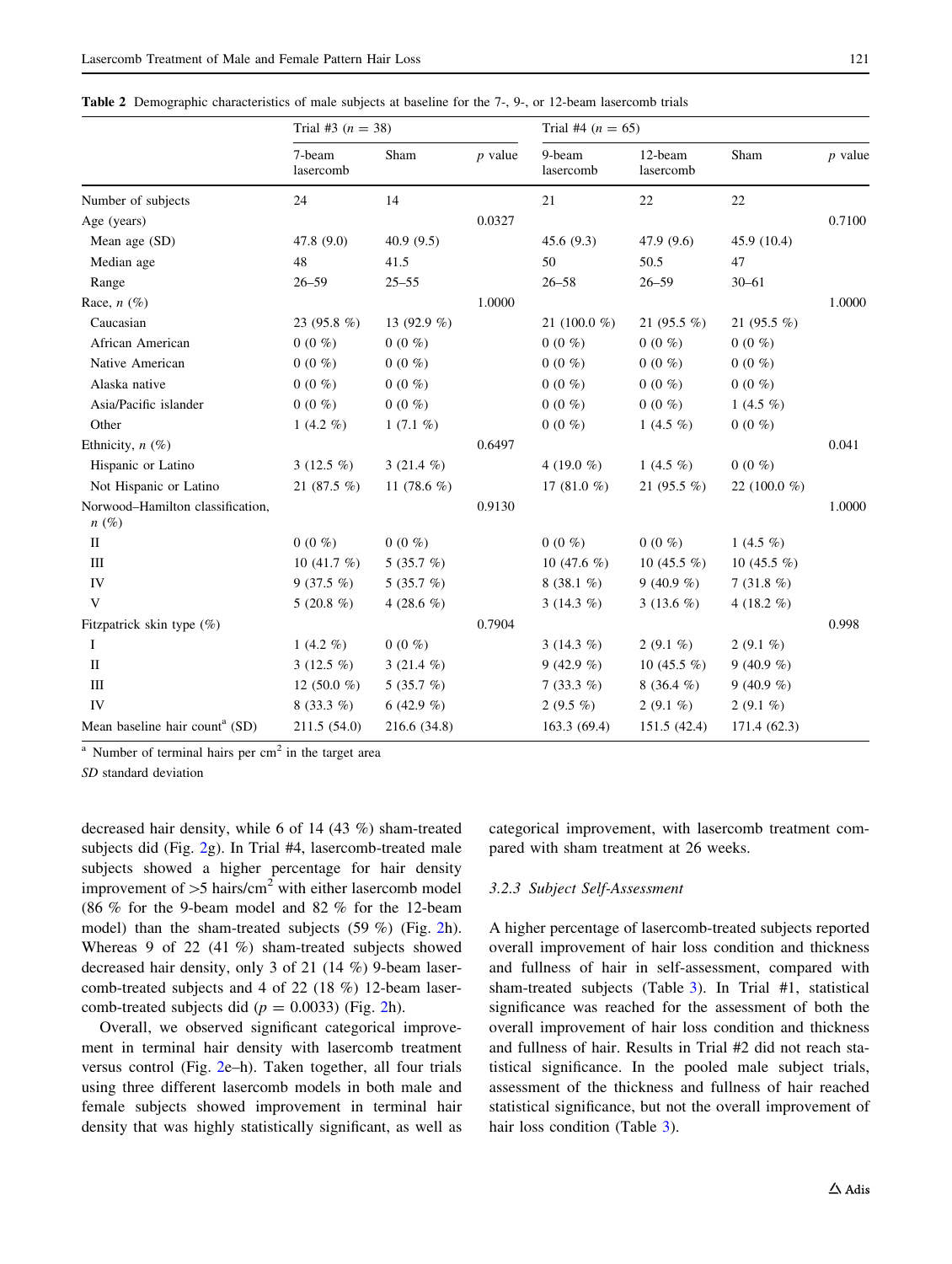**Table 2** Demographic characteristics of male subjects at baseline for the 7-, 9-, or 12-beam lasercomb trials

| | Trial #3 ($n$ = 38) | | | Trial #4 ($n$ = 65) | | | |
|---|---|---|---|---|---|---|---|
| | 7-beam lasercomb | Sham | $p$ value | 9-beam lasercomb | 12-beam lasercomb | Sham | $p$ value |
| Number of subjects | 24 | 14 | | 21 | 22 | 22 | |
| Age (years) | | | 0.0327 | | | | 0.7100 |
| Mean age (SD) | 47.8 (9.0) | 40.9 (9.5) | | 45.6 (9.3) | 47.9 (9.6) | 45.9 (10.4) | |
| Median age | 48 | 41.5 | | 50 | 50.5 | 47 | |
| Range | 26–59 | 25–55 | | 26–58 | 26–59 | 30–61 | |
| Race, $n$ (%) | | | 1.0000 | | | | 1.0000 |
| Caucasian | 23 (95.8 %) | 13 (92.9 %) | | 21 (100.0 %) | 21 (95.5 %) | 21 (95.5 %) | |
| African American | 0 (0 %) | 0 (0 %) | | 0 (0 %) | 0 (0 %) | 0 (0 %) | |
| Native American | 0 (0 %) | 0 (0 %) | | 0 (0 %) | 0 (0 %) | 0 (0 %) | |
| Alaska native | 0 (0 %) | 0 (0 %) | | 0 (0 %) | 0 (0 %) | 0 (0 %) | |
| Asia/Pacific islander | 0 (0 %) | 0 (0 %) | | 0 (0 %) | 0 (0 %) | 1 (4.5 %) | |
| Other | 1 (4.2 %) | 1 (7.1 %) | | 0 (0 %) | 1 (4.5 %) | 0 (0 %) | |
| Ethnicity, $n$ (%) | | | 0.6497 | | | | 0.041 |
| Hispanic or Latino | 3 (12.5 %) | 3 (21.4 %) | | 4 (19.0 %) | 1 (4.5 %) | 0 (0 %) | |
| Not Hispanic or Latino | 21 (87.5 %) | 11 (78.6 %) | | 17 (81.0 %) | 21 (95.5 %) | 22 (100.0 %) | |
| Norwood–Hamilton classification, $n$ (%) | | | 0.9130 | | | | 1.0000 |
| II | 0 (0 %) | 0 (0 %) | | 0 (0 %) | 0 (0 %) | 1 (4.5 %) | |
| III | 10 (41.7 %) | 5 (35.7 %) | | 10 (47.6 %) | 10 (45.5 %) | 10 (45.5 %) | |
| IV | 9 (37.5 %) | 5 (35.7 %) | | 8 (38.1 %) | 9 (40.9 %) | 7 (31.8 %) | |
| V | 5 (20.8 %) | 4 (28.6 %) | | 3 (14.3 %) | 3 (13.6 %) | 4 (18.2 %) | |
| Fitzpatrick skin type (%) | | | 0.7904 | | | | 0.998 |
| I | 1 (4.2 %) | 0 (0 %) | | 3 (14.3 %) | 2 (9.1 %) | 2 (9.1 %) | |
| II | 3 (12.5 %) | 3 (21.4 %) | | 9 (42.9 %) | 10 (45.5 %) | 9 (40.9 %) | |
| III | 12 (50.0 %) | 5 (35.7 %) | | 7 (33.3 %) | 8 (36.4 %) | 9 (40.9 %) | |
| IV | 8 (33.3 %) | 6 (42.9 %) | | 2 (9.5 %) | 2 (9.1 %) | 2 (9.1 %) | |
| Mean baseline hair count[a] (SD) | 211.5 (54.0) | 216.6 (34.8) | | 163.3 (69.4) | 151.5 (42.4) | 171.4 (62.3) | |

[a] Number of terminal hairs per cm$^2$ in the target area

*SD* standard deviation

decreased hair density, while 6 of 14 (43 %) sham-treated subjects did (Fig. 2g). In Trial #4, lasercomb-treated male subjects showed a higher percentage for hair density improvement of >5 hairs/cm$^2$ with either lasercomb model (86 % for the 9-beam model and 82 % for the 12-beam model) than the sham-treated subjects (59 %) (Fig. 2h). Whereas 9 of 22 (41 %) sham-treated subjects showed decreased hair density, only 3 of 21 (14 %) 9-beam lasercomb-treated subjects and 4 of 22 (18 %) 12-beam lasercomb-treated subjects did ($p = 0.0033$) (Fig. 2h).

Overall, we observed significant categorical improvement in terminal hair density with lasercomb treatment versus control (Fig. 2e–h). Taken together, all four trials using three different lasercomb models in both male and female subjects showed improvement in terminal hair density that was highly statistically significant, as well as categorical improvement, with lasercomb treatment compared with sham treatment at 26 weeks.

### 3.2.3 Subject Self-Assessment

A higher percentage of lasercomb-treated subjects reported overall improvement of hair loss condition and thickness and fullness of hair in self-assessment, compared with sham-treated subjects (Table 3). In Trial #1, statistical significance was reached for the assessment of both the overall improvement of hair loss condition and thickness and fullness of hair. Results in Trial #2 did not reach statistical significance. In the pooled male subject trials, assessment of the thickness and fullness of hair reached statistical significance, but not the overall improvement of hair loss condition (Table 3).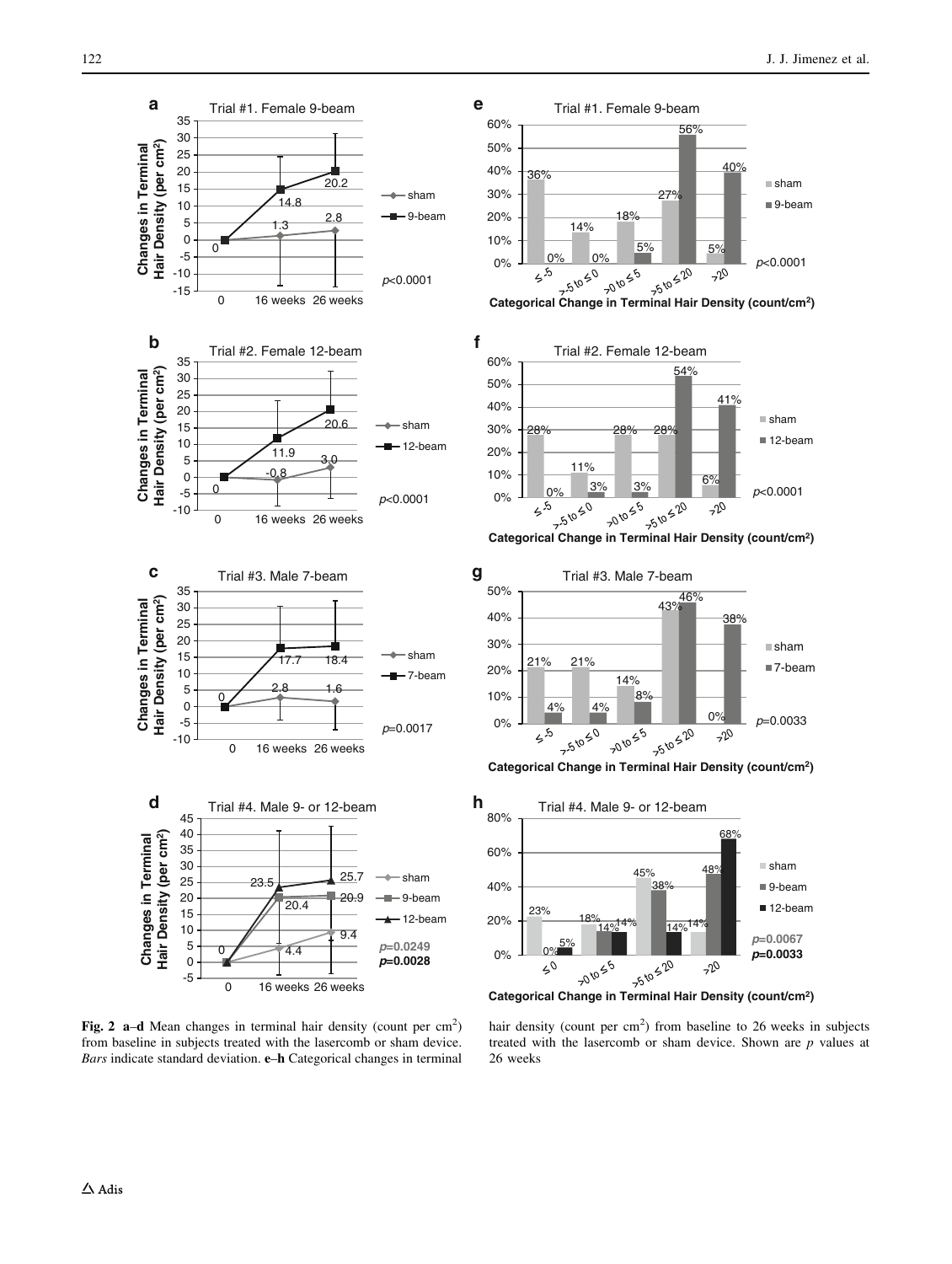**Fig. 2** **a–d** Mean changes in terminal hair density (count per cm$^2$) from baseline in subjects treated with the lasercomb or sham device. *Bars* indicate standard deviation. **e–h** Categorical changes in terminal hair density (count per cm$^2$) from baseline to 26 weeks in subjects treated with the lasercomb or sham device. Shown are *p* values at 26 weeks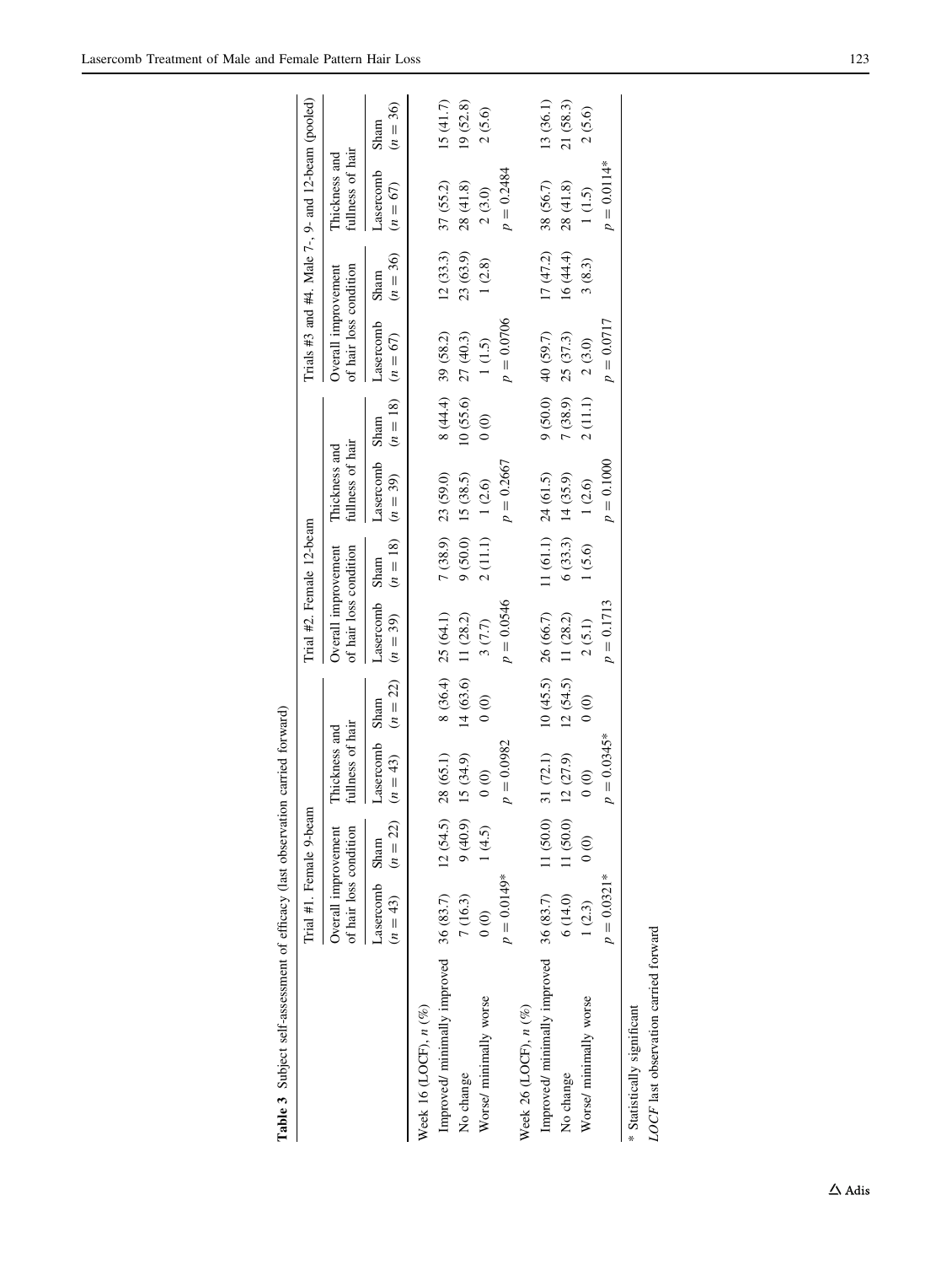**Table 3** Subject self-assessment of efficacy (last observation carried forward)

| | Trial #1. Female 9-beam | | | | Trial #2. Female 12-beam | | | | Trials #3 and #4. Male 7-, 9- and 12-beam (pooled) | | | |
|---|---|---|---|---|---|---|---|---|---|---|---|---|
| | Overall improvement of hair loss condition | | Thickness and fullness of hair | | Overall improvement of hair loss condition | | Thickness and fullness of hair | | Overall improvement of hair loss condition | | Thickness and fullness of hair | |
| | Lasercomb ($n = 43$) | Sham ($n = 22$) | Lasercomb ($n = 43$) | Sham ($n = 22$) | Lasercomb ($n = 39$) | Sham ($n = 18$) | Lasercomb ($n = 39$) | Sham ($n = 18$) | Lasercomb ($n = 67$) | Sham ($n = 36$) | Lasercomb ($n = 67$) | Sham ($n = 36$) |
| Week 16 (LOCF), n (%) | | | | | | | | | | | | |
| Improved/ minimally improved | 36 (83.7) | 12 (54.5) | 28 (65.1) | 8 (36.4) | 25 (64.1) | 7 (38.9) | 23 (59.0) | 8 (44.4) | 39 (58.2) | 12 (33.3) | 37 (55.2) | 15 (41.7) |
| No change | 7 (16.3) | 9 (40.9) | 15 (34.9) | 14 (63.6) | 11 (28.2) | 9 (50.0) | 15 (38.5) | 10 (55.6) | 27 (40.3) | 23 (63.9) | 28 (41.8) | 19 (52.8) |
| Worse/ minimally worse | 0 (0) | 1 (4.5) | 0 (0) | 0 (0) | 3 (7.7) | 2 (11.1) | 1 (2.6) | 0 (0) | 1 (1.5) | 1 (2.8) | 2 (3.0) | 2 (5.6) |
| | $p = 0.0149$* | | $p = 0.0982$ | | $p = 0.0546$ | | $p = 0.2667$ | | $p = 0.0706$ | | $p = 0.2484$ | |
| Week 26 (LOCF), n (%) | | | | | | | | | | | | |
| Improved/ minimally improved | 36 (83.7) | 11 (50.0) | 31 (72.1) | 10 (45.5) | 26 (66.7) | 11 (61.1) | 24 (61.5) | 9 (50.0) | 40 (59.7) | 17 (47.2) | 38 (56.7) | 13 (36.1) |
| No change | 6 (14.0) | 11 (50.0) | 12 (27.9) | 12 (54.5) | 11 (28.2) | 6 (33.3) | 14 (35.9) | 7 (38.9) | 25 (37.3) | 16 (44.4) | 28 (41.8) | 21 (58.3) |
| Worse/ minimally worse | 1 (2.3) | 0 (0) | 0 (0) | 0 (0) | 2 (5.1) | 1 (5.6) | 1 (2.6) | 2 (11.1) | 2 (3.0) | 3 (8.3) | 1 (1.5) | 2 (5.6) |
| | $p = 0.0321$* | | $p = 0.0345$* | | $p = 0.1713$ | | $p = 0.1000$ | | $p = 0.0717$ | | $p = 0.0114$* | |

\* Statistically significant

*LOCF* last observation carried forward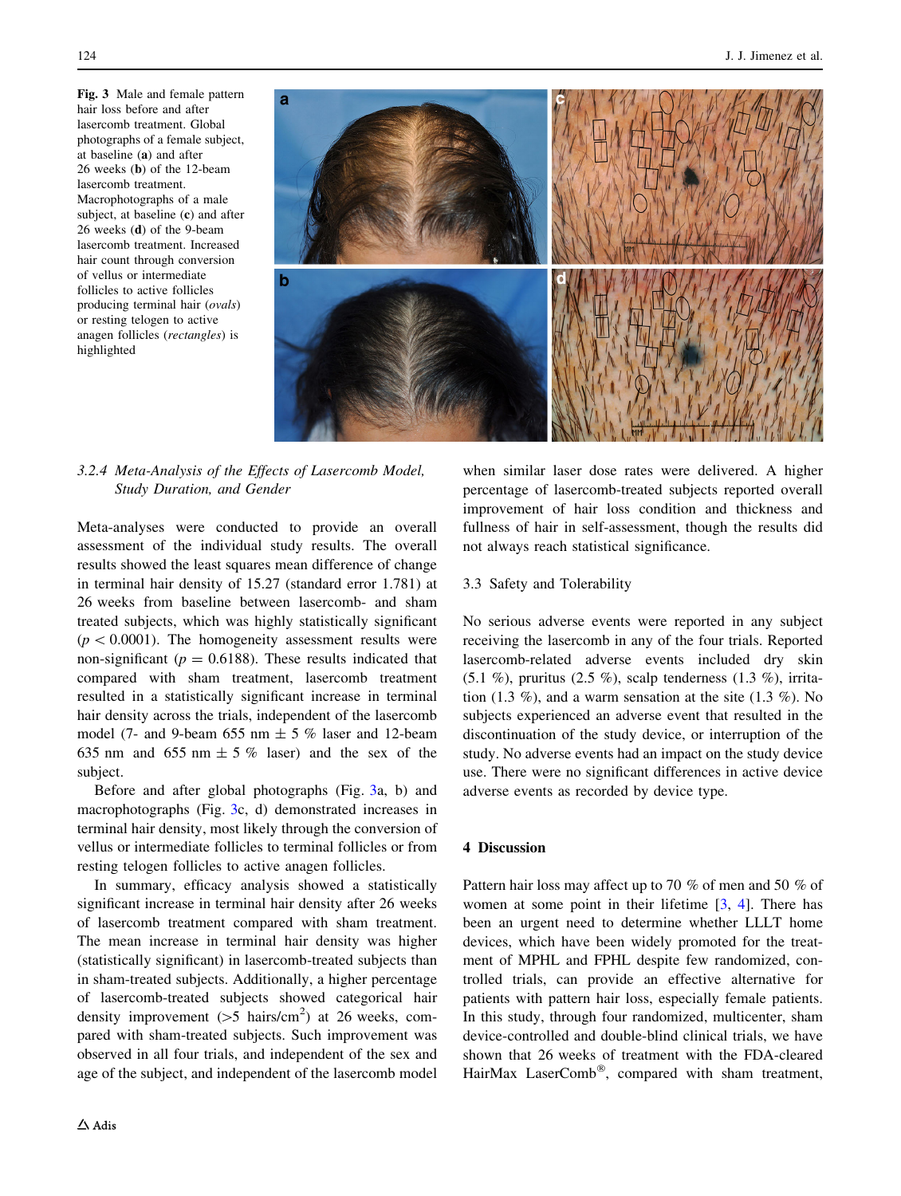Fig. 3 Male and female pattern hair loss before and after lasercomb treatment. Global photographs of a female subject, at baseline (**a**) and after 26 weeks (**b**) of the 12-beam lasercomb treatment. Macrophotographs of a male subject, at baseline (**c**) and after 26 weeks (**d**) of the 9-beam lasercomb treatment. Increased hair count through conversion of vellus or intermediate follicles to active follicles producing terminal hair (*ovals*) or resting telogen to active anagen follicles (*rectangles*) is highlighted

#### 3.2.4 Meta-Analysis of the Effects of Lasercomb Model, Study Duration, and Gender

Meta-analyses were conducted to provide an overall assessment of the individual study results. The overall results showed the least squares mean difference of change in terminal hair density of 15.27 (standard error 1.781) at 26 weeks from baseline between lasercomb- and sham treated subjects, which was highly statistically significant ($p < 0.0001$). The homogeneity assessment results were non-significant ($p = 0.6188$). These results indicated that compared with sham treatment, lasercomb treatment resulted in a statistically significant increase in terminal hair density across the trials, independent of the lasercomb model (7- and 9-beam 655 nm $\pm$ 5 % laser and 12-beam 635 nm and 655 nm $\pm$ 5 % laser) and the sex of the subject.

Before and after global photographs (Fig. 3a, b) and macrophotographs (Fig. 3c, d) demonstrated increases in terminal hair density, most likely through the conversion of vellus or intermediate follicles to terminal follicles or from resting telogen follicles to active anagen follicles.

In summary, efficacy analysis showed a statistically significant increase in terminal hair density after 26 weeks of lasercomb treatment compared with sham treatment. The mean increase in terminal hair density was higher (statistically significant) in lasercomb-treated subjects than in sham-treated subjects. Additionally, a higher percentage of lasercomb-treated subjects showed categorical hair density improvement (>5 hairs/cm$^2$) at 26 weeks, compared with sham-treated subjects. Such improvement was observed in all four trials, and independent of the sex and age of the subject, and independent of the lasercomb model when similar laser dose rates were delivered. A higher percentage of lasercomb-treated subjects reported overall improvement of hair loss condition and thickness and fullness of hair in self-assessment, though the results did not always reach statistical significance.

### 3.3 Safety and Tolerability

No serious adverse events were reported in any subject receiving the lasercomb in any of the four trials. Reported lasercomb-related adverse events included dry skin (5.1 %), pruritus (2.5 %), scalp tenderness (1.3 %), irritation (1.3 %), and a warm sensation at the site (1.3 %). No subjects experienced an adverse event that resulted in the discontinuation of the study device, or interruption of the study. No adverse events had an impact on the study device use. There were no significant differences in active device adverse events as recorded by device type.

## 4 Discussion

Pattern hair loss may affect up to 70 % of men and 50 % of women at some point in their lifetime [3, 4]. There has been an urgent need to determine whether LLLT home devices, which have been widely promoted for the treatment of MPHL and FPHL despite few randomized, controlled trials, can provide an effective alternative for patients with pattern hair loss, especially female patients. In this study, through four randomized, multicenter, sham device-controlled and double-blind clinical trials, we have shown that 26 weeks of treatment with the FDA-cleared HairMax LaserComb®, compared with sham treatment,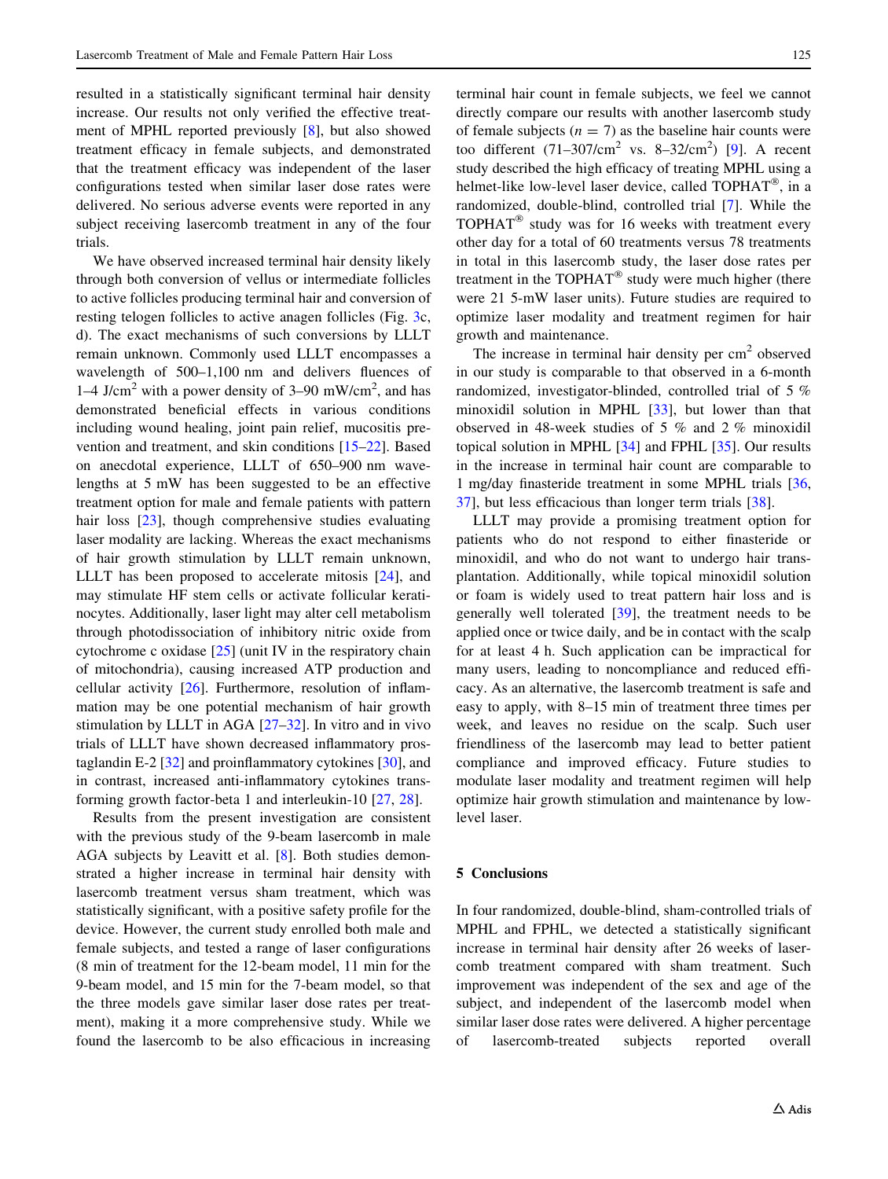resulted in a statistically significant terminal hair density increase. Our results not only verified the effective treatment of MPHL reported previously [8], but also showed treatment efficacy in female subjects, and demonstrated that the treatment efficacy was independent of the laser configurations tested when similar laser dose rates were delivered. No serious adverse events were reported in any subject receiving lasercomb treatment in any of the four trials.

We have observed increased terminal hair density likely through both conversion of vellus or intermediate follicles to active follicles producing terminal hair and conversion of resting telogen follicles to active anagen follicles (Fig. 3c, d). The exact mechanisms of such conversions by LLLT remain unknown. Commonly used LLLT encompasses a wavelength of 500–1,100 nm and delivers fluences of 1–4 J/cm$^2$ with a power density of 3–90 mW/cm$^2$, and has demonstrated beneficial effects in various conditions including wound healing, joint pain relief, mucositis prevention and treatment, and skin conditions [15–22]. Based on anecdotal experience, LLLT of 650–900 nm wavelengths at 5 mW has been suggested to be an effective treatment option for male and female patients with pattern hair loss [23], though comprehensive studies evaluating laser modality are lacking. Whereas the exact mechanisms of hair growth stimulation by LLLT remain unknown, LLLT has been proposed to accelerate mitosis [24], and may stimulate HF stem cells or activate follicular keratinocytes. Additionally, laser light may alter cell metabolism through photodissociation of inhibitory nitric oxide from cytochrome c oxidase [25] (unit IV in the respiratory chain of mitochondria), causing increased ATP production and cellular activity [26]. Furthermore, resolution of inflammation may be one potential mechanism of hair growth stimulation by LLLT in AGA [27–32]. In vitro and in vivo trials of LLLT have shown decreased inflammatory prostaglandin E-2 [32] and proinflammatory cytokines [30], and in contrast, increased anti-inflammatory cytokines transforming growth factor-beta 1 and interleukin-10 [27, 28].

Results from the present investigation are consistent with the previous study of the 9-beam lasercomb in male AGA subjects by Leavitt et al. [8]. Both studies demonstrated a higher increase in terminal hair density with lasercomb treatment versus sham treatment, which was statistically significant, with a positive safety profile for the device. However, the current study enrolled both male and female subjects, and tested a range of laser configurations (8 min of treatment for the 12-beam model, 11 min for the 9-beam model, and 15 min for the 7-beam model, so that the three models gave similar laser dose rates per treatment), making it a more comprehensive study. While we found the lasercomb to be also efficacious in increasing terminal hair count in female subjects, we feel we cannot directly compare our results with another lasercomb study of female subjects ($n = 7$) as the baseline hair counts were too different (71–307/cm$^2$ vs. 8–32/cm$^2$) [9]. A recent study described the high efficacy of treating MPHL using a helmet-like low-level laser device, called TOPHAT®, in a randomized, double-blind, controlled trial [7]. While the TOPHAT® study was for 16 weeks with treatment every other day for a total of 60 treatments versus 78 treatments in total in this lasercomb study, the laser dose rates per treatment in the TOPHAT® study were much higher (there were 21 5-mW laser units). Future studies are required to optimize laser modality and treatment regimen for hair growth and maintenance.

The increase in terminal hair density per cm$^2$ observed in our study is comparable to that observed in a 6-month randomized, investigator-blinded, controlled trial of 5 % minoxidil solution in MPHL [33], but lower than that observed in 48-week studies of 5 % and 2 % minoxidil topical solution in MPHL [34] and FPHL [35]. Our results in the increase in terminal hair count are comparable to 1 mg/day finasteride treatment in some MPHL trials [36, 37], but less efficacious than longer term trials [38].

LLLT may provide a promising treatment option for patients who do not respond to either finasteride or minoxidil, and who do not want to undergo hair transplantation. Additionally, while topical minoxidil solution or foam is widely used to treat pattern hair loss and is generally well tolerated [39], the treatment needs to be applied once or twice daily, and be in contact with the scalp for at least 4 h. Such application can be impractical for many users, leading to noncompliance and reduced efficacy. As an alternative, the lasercomb treatment is safe and easy to apply, with 8–15 min of treatment three times per week, and leaves no residue on the scalp. Such user friendliness of the lasercomb may lead to better patient compliance and improved efficacy. Future studies to modulate laser modality and treatment regimen will help optimize hair growth stimulation and maintenance by low-level laser.

## 5 Conclusions

In four randomized, double-blind, sham-controlled trials of MPHL and FPHL, we detected a statistically significant increase in terminal hair density after 26 weeks of lasercomb treatment compared with sham treatment. Such improvement was independent of the sex and age of the subject, and independent of the lasercomb model when similar laser dose rates were delivered. A higher percentage of lasercomb-treated subjects reported overall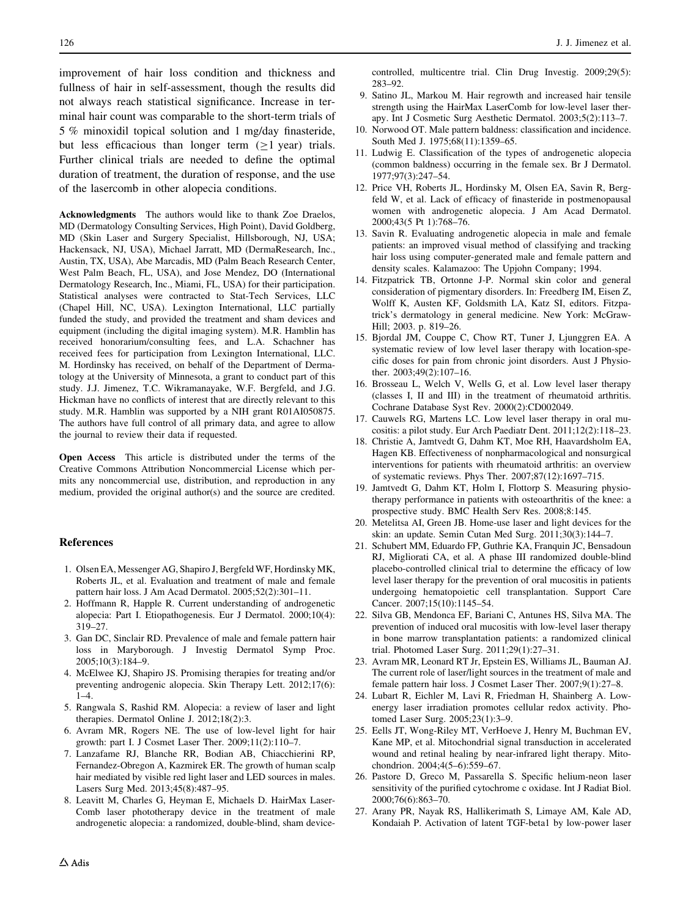improvement of hair loss condition and thickness and fullness of hair in self-assessment, though the results did not always reach statistical significance. Increase in terminal hair count was comparable to the short-term trials of 5 % minoxidil topical solution and 1 mg/day finasteride, but less efficacious than longer term ($\geq$1 year) trials. Further clinical trials are needed to define the optimal duration of treatment, the duration of response, and the use of the lasercomb in other alopecia conditions.

**Acknowledgments** The authors would like to thank Zoe Draelos, MD (Dermatology Consulting Services, High Point), David Goldberg, MD (Skin Laser and Surgery Specialist, Hillsborough, NJ, USA; Hackensack, NJ, USA), Michael Jarratt, MD (DermaResearch, Inc., Austin, TX, USA), Abe Marcadis, MD (Palm Beach Research Center, West Palm Beach, FL, USA), and Jose Mendez, DO (International Dermatology Research, Inc., Miami, FL, USA) for their participation. Statistical analyses were contracted to Stat-Tech Services, LLC (Chapel Hill, NC, USA). Lexington International, LLC partially funded the study, and provided the treatment and sham devices and equipment (including the digital imaging system). M.R. Hamblin has received honorarium/consulting fees, and L.A. Schachner has received fees for participation from Lexington International, LLC. M. Hordinsky has received, on behalf of the Department of Dermatology at the University of Minnesota, a grant to conduct part of this study. J.J. Jimenez, T.C. Wikramanayake, W.F. Bergfeld, and J.G. Hickman have no conflicts of interest that are directly relevant to this study. M.R. Hamblin was supported by a NIH grant R01AI050875. The authors have full control of all primary data, and agree to allow the journal to review their data if requested.

**Open Access** This article is distributed under the terms of the Creative Commons Attribution Noncommercial License which permits any noncommercial use, distribution, and reproduction in any medium, provided the original author(s) and the source are credited.

## References

1. Olsen EA, Messenger AG, Shapiro J, Bergfeld WF, Hordinsky MK, Roberts JL, et al. Evaluation and treatment of male and female pattern hair loss. J Am Acad Dermatol. 2005;52(2):301–11.
2. Hoffmann R, Happle R. Current understanding of androgenetic alopecia: Part I. Etiopathogenesis. Eur J Dermatol. 2000;10(4): 319–27.
3. Gan DC, Sinclair RD. Prevalence of male and female pattern hair loss in Maryborough. J Investig Dermatol Symp Proc. 2005;10(3):184–9.
4. McElwee KJ, Shapiro JS. Promising therapies for treating and/or preventing androgenic alopecia. Skin Therapy Lett. 2012;17(6): 1–4.
5. Rangwala S, Rashid RM. Alopecia: a review of laser and light therapies. Dermatol Online J. 2012;18(2):3.
6. Avram MR, Rogers NE. The use of low-level light for hair growth: part I. J Cosmet Laser Ther. 2009;11(2):110–7.
7. Lanzafame RJ, Blanche RR, Bodian AB, Chiacchierini RP, Fernandez-Obregon A, Kazmirek ER. The growth of human scalp hair mediated by visible red light laser and LED sources in males. Lasers Surg Med. 2013;45(8):487–95.
8. Leavitt M, Charles G, Heyman E, Michaels D. HairMax LaserComb laser phototherapy device in the treatment of male androgenetic alopecia: a randomized, double-blind, sham device-controlled, multicentre trial. Clin Drug Investig. 2009;29(5): 283–92.
9. Satino JL, Markou M. Hair regrowth and increased hair tensile strength using the HairMax LaserComb for low-level laser therapy. Int J Cosmetic Surg Aesthetic Dermatol. 2003;5(2):113–7.
10. Norwood OT. Male pattern baldness: classification and incidence. South Med J. 1975;68(11):1359–65.
11. Ludwig E. Classification of the types of androgenetic alopecia (common baldness) occurring in the female sex. Br J Dermatol. 1977;97(3):247–54.
12. Price VH, Roberts JL, Hordinsky M, Olsen EA, Savin R, Bergfeld W, et al. Lack of efficacy of finasteride in postmenopausal women with androgenetic alopecia. J Am Acad Dermatol. 2000;43(5 Pt 1):768–76.
13. Savin R. Evaluating androgenetic alopecia in male and female patients: an improved visual method of classifying and tracking hair loss using computer-generated male and female pattern and density scales. Kalamazoo: The Upjohn Company; 1994.
14. Fitzpatrick TB, Ortonne J-P. Normal skin color and general consideration of pigmentary disorders. In: Freedberg IM, Eisen Z, Wolff K, Austen KF, Goldsmith LA, Katz SI, editors. Fitzpatrick's dermatology in general medicine. New York: McGraw-Hill; 2003. p. 819–26.
15. Bjordal JM, Couppe C, Chow RT, Tuner J, Ljunggren EA. A systematic review of low level laser therapy with location-specific doses for pain from chronic joint disorders. Aust J Physiother. 2003;49(2):107–16.
16. Brosseau L, Welch V, Wells G, et al. Low level laser therapy (classes I, II and III) in the treatment of rheumatoid arthritis. Cochrane Database Syst Rev. 2000(2):CD002049.
17. Cauwels RG, Martens LC. Low level laser therapy in oral mucositis: a pilot study. Eur Arch Paediatr Dent. 2011;12(2):118–23.
18. Christie A, Jamtvedt G, Dahm KT, Moe RH, Haavardsholm EA, Hagen KB. Effectiveness of nonpharmacological and nonsurgical interventions for patients with rheumatoid arthritis: an overview of systematic reviews. Phys Ther. 2007;87(12):1697–715.
19. Jamtvedt G, Dahm KT, Holm I, Flottorp S. Measuring physiotherapy performance in patients with osteoarthritis of the knee: a prospective study. BMC Health Serv Res. 2008;8:145.
20. Metelitsa AI, Green JB. Home-use laser and light devices for the skin: an update. Semin Cutan Med Surg. 2011;30(3):144–7.
21. Schubert MM, Eduardo FP, Guthrie KA, Franquin JC, Bensadoun RJ, Migliorati CA, et al. A phase III randomized double-blind placebo-controlled clinical trial to determine the efficacy of low level laser therapy for the prevention of oral mucositis in patients undergoing hematopoietic cell transplantation. Support Care Cancer. 2007;15(10):1145–54.
22. Silva GB, Mendonca EF, Bariani C, Antunes HS, Silva MA. The prevention of induced oral mucositis with low-level laser therapy in bone marrow transplantation patients: a randomized clinical trial. Photomed Laser Surg. 2011;29(1):27–31.
23. Avram MR, Leonard RT Jr, Epstein ES, Williams JL, Bauman AJ. The current role of laser/light sources in the treatment of male and female pattern hair loss. J Cosmet Laser Ther. 2007;9(1):27–8.
24. Lubart R, Eichler M, Lavi R, Friedman H, Shainberg A. Low-energy laser irradiation promotes cellular redox activity. Photomed Laser Surg. 2005;23(1):3–9.
25. Eells JT, Wong-Riley MT, VerHoeve J, Henry M, Buchman EV, Kane MP, et al. Mitochondrial signal transduction in accelerated wound and retinal healing by near-infrared light therapy. Mitochondrion. 2004;4(5–6):559–67.
26. Pastore D, Greco M, Passarella S. Specific helium-neon laser sensitivity of the purified cytochrome c oxidase. Int J Radiat Biol. 2000;76(6):863–70.
27. Arany PR, Nayak RS, Hallikerimath S, Limaye AM, Kale AD, Kondaiah P. Activation of latent TGF-beta1 by low-power laser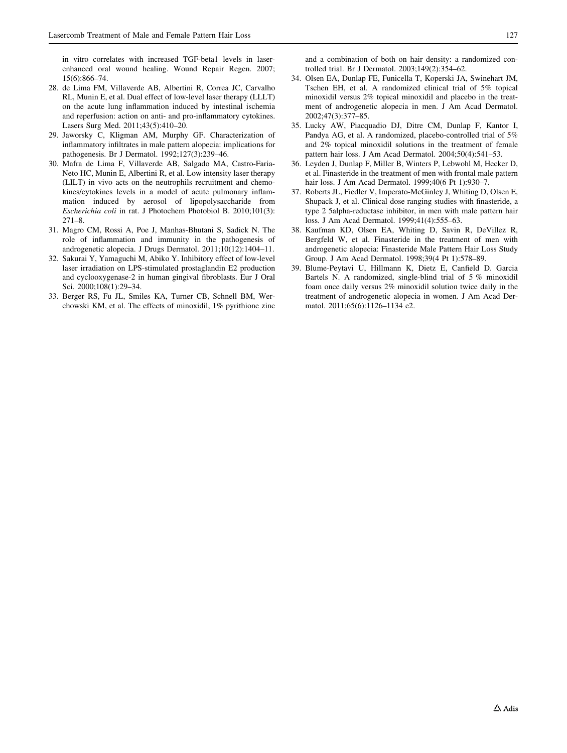in vitro correlates with increased TGF-beta1 levels in laser-enhanced oral wound healing. Wound Repair Regen. 2007;15(6):866–74.

28. de Lima FM, Villaverde AB, Albertini R, Correa JC, Carvalho RL, Munin E, et al. Dual effect of low-level laser therapy (LLLT) on the acute lung inflammation induced by intestinal ischemia and reperfusion: action on anti- and pro-inflammatory cytokines. Lasers Surg Med. 2011;43(5):410–20.
29. Jaworsky C, Kligman AM, Murphy GF. Characterization of inflammatory infiltrates in male pattern alopecia: implications for pathogenesis. Br J Dermatol. 1992;127(3):239–46.
30. Mafra de Lima F, Villaverde AB, Salgado MA, Castro-Faria-Neto HC, Munin E, Albertini R, et al. Low intensity laser therapy (LILT) in vivo acts on the neutrophils recruitment and chemokines/cytokines levels in a model of acute pulmonary inflammation induced by aerosol of lipopolysaccharide from *Escherichia coli* in rat. J Photochem Photobiol B. 2010;101(3):271–8.
31. Magro CM, Rossi A, Poe J, Manhas-Bhutani S, Sadick N. The role of inflammation and immunity in the pathogenesis of androgenetic alopecia. J Drugs Dermatol. 2011;10(12):1404–11.
32. Sakurai Y, Yamaguchi M, Abiko Y. Inhibitory effect of low-level laser irradiation on LPS-stimulated prostaglandin E2 production and cyclooxygenase-2 in human gingival fibroblasts. Eur J Oral Sci. 2000;108(1):29–34.
33. Berger RS, Fu JL, Smiles KA, Turner CB, Schnell BM, Werchowski KM, et al. The effects of minoxidil, 1% pyrithione zinc and a combination of both on hair density: a randomized controlled trial. Br J Dermatol. 2003;149(2):354–62.
34. Olsen EA, Dunlap FE, Funicella T, Koperski JA, Swinehart JM, Tschen EH, et al. A randomized clinical trial of 5% topical minoxidil versus 2% topical minoxidil and placebo in the treatment of androgenetic alopecia in men. J Am Acad Dermatol. 2002;47(3):377–85.
35. Lucky AW, Piacquadio DJ, Ditre CM, Dunlap F, Kantor I, Pandya AG, et al. A randomized, placebo-controlled trial of 5% and 2% topical minoxidil solutions in the treatment of female pattern hair loss. J Am Acad Dermatol. 2004;50(4):541–53.
36. Leyden J, Dunlap F, Miller B, Winters P, Lebwohl M, Hecker D, et al. Finasteride in the treatment of men with frontal male pattern hair loss. J Am Acad Dermatol. 1999;40(6 Pt 1):930–7.
37. Roberts JL, Fiedler V, Imperato-McGinley J, Whiting D, Olsen E, Shupack J, et al. Clinical dose ranging studies with finasteride, a type 2 5alpha-reductase inhibitor, in men with male pattern hair loss. J Am Acad Dermatol. 1999;41(4):555–63.
38. Kaufman KD, Olsen EA, Whiting D, Savin R, DeVillez R, Bergfeld W, et al. Finasteride in the treatment of men with androgenetic alopecia: Finasteride Male Pattern Hair Loss Study Group. J Am Acad Dermatol. 1998;39(4 Pt 1):578–89.
39. Blume-Peytavi U, Hillmann K, Dietz E, Canfield D. Garcia Bartels N. A randomized, single-blind trial of 5 % minoxidil foam once daily versus 2% minoxidil solution twice daily in the treatment of androgenetic alopecia in women. J Am Acad Dermatol. 2011;65(6):1126–1134 e2.